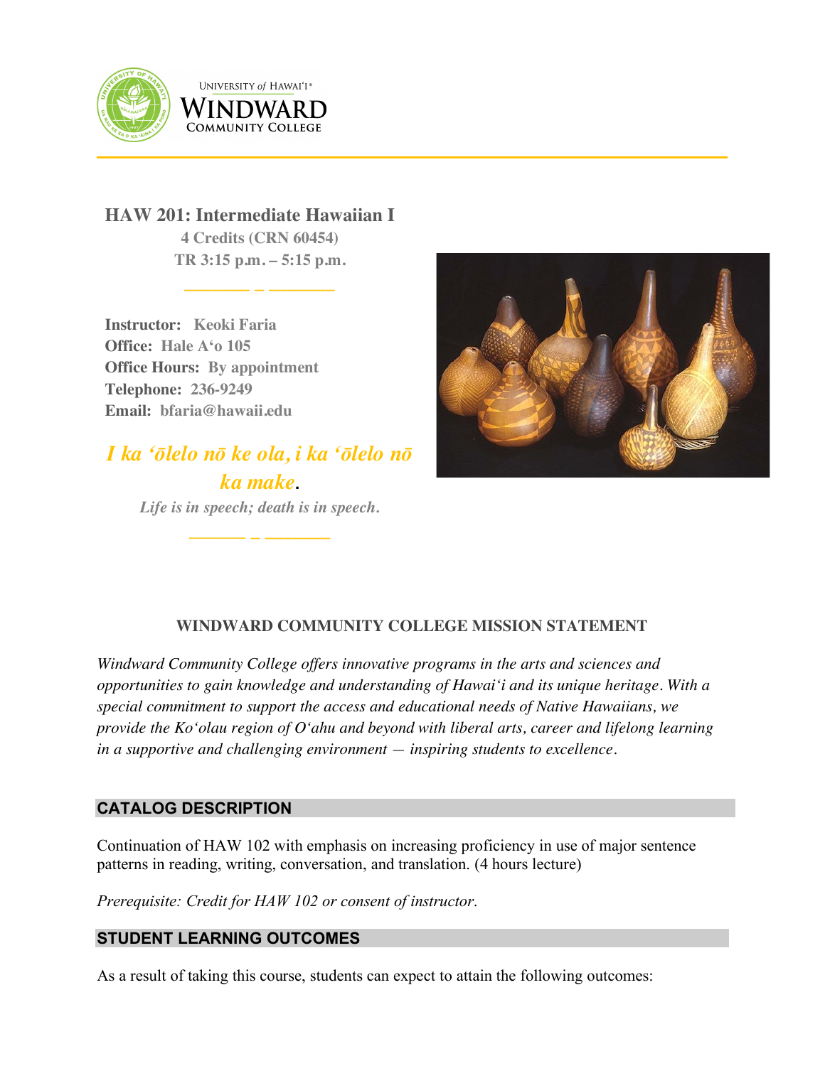UNIVERSITY of HAWAIʻI®
WINDWARD
COMMUNITY COLLEGE

# HAW 201: Intermediate Hawaiian I

**4 Credits (CRN 60454)**
**TR 3:15 p.m. – 5:15 p.m.**

**Instructor:** Keoki Faria
**Office:** Hale Aʻo 105
**Office Hours:** By appointment
**Telephone:** 236-9249
**Email:** bfaria@hawaii.edu

***I ka ʻōlelo nō ke ola, i ka ʻōlelo nō ka make.***

*Life is in speech; death is in speech.*

## WINDWARD COMMUNITY COLLEGE MISSION STATEMENT

*Windward Community College offers innovative programs in the arts and sciences and opportunities to gain knowledge and understanding of Hawaiʻi and its unique heritage. With a special commitment to support the access and educational needs of Native Hawaiians, we provide the Koʻolau region of Oʻahu and beyond with liberal arts, career and lifelong learning in a supportive and challenging environment — inspiring students to excellence.*

## CATALOG DESCRIPTION

Continuation of HAW 102 with emphasis on increasing proficiency in use of major sentence patterns in reading, writing, conversation, and translation. (4 hours lecture)

*Prerequisite: Credit for HAW 102 or consent of instructor.*

## STUDENT LEARNING OUTCOMES

As a result of taking this course, students can expect to attain the following outcomes: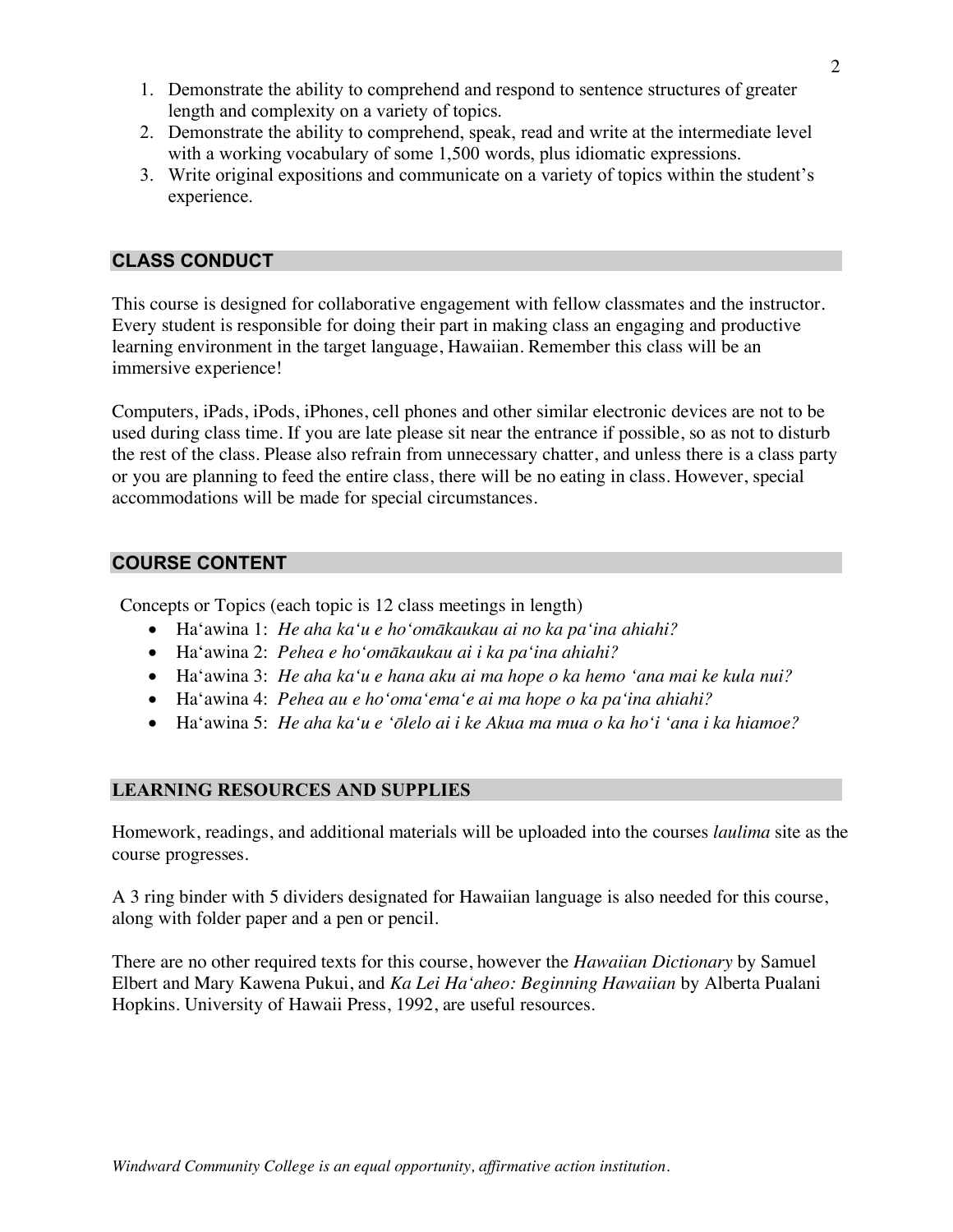1. Demonstrate the ability to comprehend and respond to sentence structures of greater length and complexity on a variety of topics.
2. Demonstrate the ability to comprehend, speak, read and write at the intermediate level with a working vocabulary of some 1,500 words, plus idiomatic expressions.
3. Write original expositions and communicate on a variety of topics within the student's experience.

## CLASS CONDUCT

This course is designed for collaborative engagement with fellow classmates and the instructor. Every student is responsible for doing their part in making class an engaging and productive learning environment in the target language, Hawaiian. Remember this class will be an immersive experience!

Computers, iPads, iPods, iPhones, cell phones and other similar electronic devices are not to be used during class time. If you are late please sit near the entrance if possible, so as not to disturb the rest of the class. Please also refrain from unnecessary chatter, and unless there is a class party or you are planning to feed the entire class, there will be no eating in class. However, special accommodations will be made for special circumstances.

## COURSE CONTENT

Concepts or Topics (each topic is 12 class meetings in length)

- Haʻawina 1: *He aha kaʻu e hoʻomākaukau ai no ka paʻina ahiahi?*
- Haʻawina 2: *Pehea e hoʻomākaukau ai i ka paʻina ahiahi?*
- Haʻawina 3: *He aha kaʻu e hana aku ai ma hope o ka hemo ʻana mai ke kula nui?*
- Haʻawina 4: *Pehea au e hoʻomaʻemaʻe ai ma hope o ka paʻina ahiahi?*
- Haʻawina 5: *He aha kaʻu e ʻōlelo ai i ke Akua ma mua o ka hoʻi ʻana i ka hiamoe?*

## LEARNING RESOURCES AND SUPPLIES

Homework, readings, and additional materials will be uploaded into the courses *laulima* site as the course progresses.

A 3 ring binder with 5 dividers designated for Hawaiian language is also needed for this course, along with folder paper and a pen or pencil.

There are no other required texts for this course, however the *Hawaiian Dictionary* by Samuel Elbert and Mary Kawena Pukui, and *Ka Lei Haʻaheo: Beginning Hawaiian* by Alberta Pualani Hopkins. University of Hawaii Press, 1992, are useful resources.

*Windward Community College is an equal opportunity, affirmative action institution.*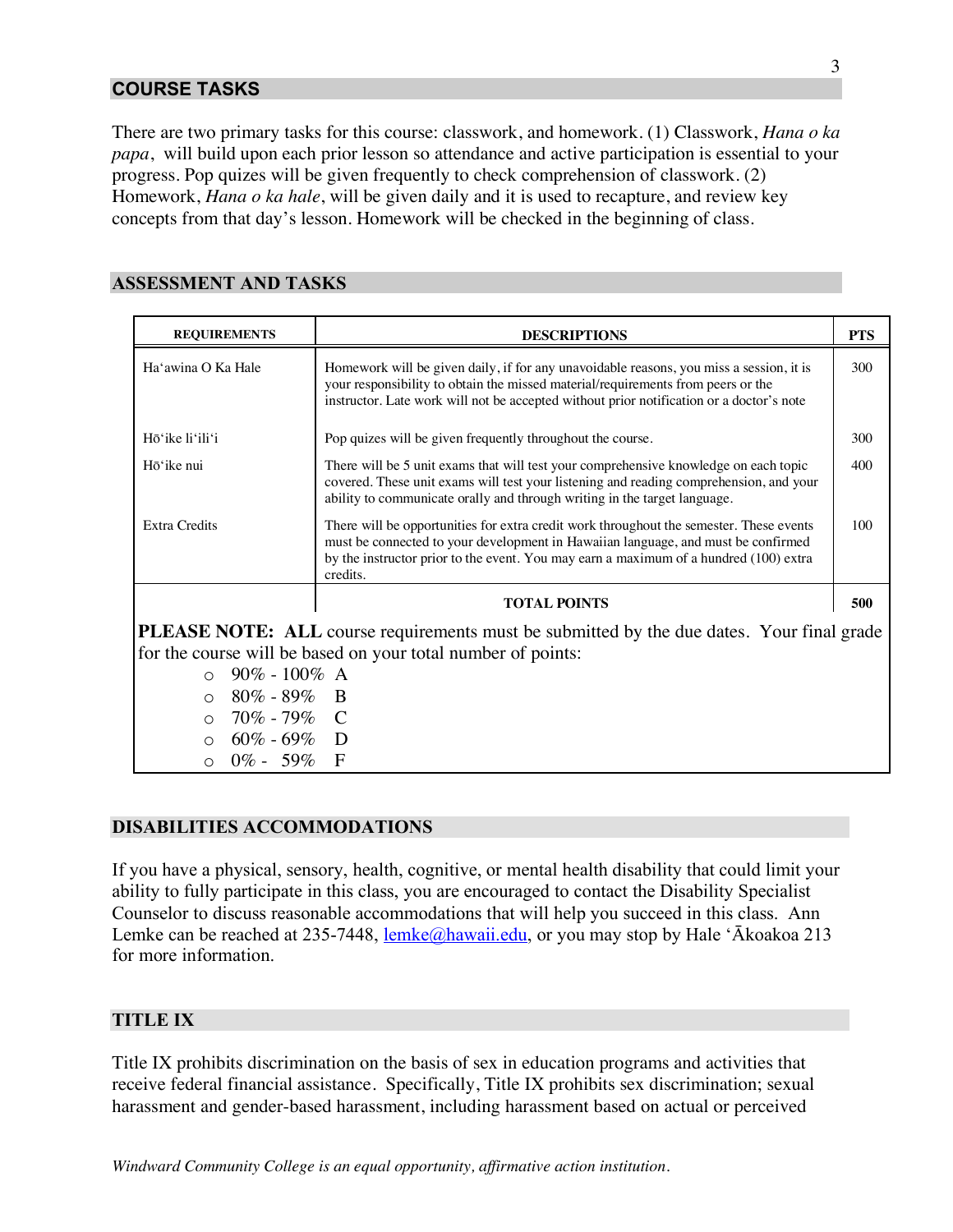## COURSE TASKS

There are two primary tasks for this course: classwork, and homework. (1) Classwork, *Hana o ka papa*, will build upon each prior lesson so attendance and active participation is essential to your progress. Pop quizes will be given frequently to check comprehension of classwork. (2) Homework, *Hana o ka hale*, will be given daily and it is used to recapture, and review key concepts from that day's lesson. Homework will be checked in the beginning of class.

## ASSESSMENT AND TASKS

| REQUIREMENTS | DESCRIPTIONS | PTS |
|---|---|---|
| Ha'awina O Ka Hale | Homework will be given daily, if for any unavoidable reasons, you miss a session, it is your responsibility to obtain the missed material/requirements from peers or the instructor. Late work will not be accepted without prior notification or a doctor's note | 300 |
| Hōʻike liʻiliʻi | Pop quizes will be given frequently throughout the course. | 300 |
| Hōʻike nui | There will be 5 unit exams that will test your comprehensive knowledge on each topic covered. These unit exams will test your listening and reading comprehension, and your ability to communicate orally and through writing in the target language. | 400 |
| Extra Credits | There will be opportunities for extra credit work throughout the semester. These events must be connected to your development in Hawaiian language, and must be confirmed by the instructor prior to the event. You may earn a maximum of a hundred (100) extra credits. | 100 |
| | **TOTAL POINTS** | **500** |

**PLEASE NOTE: ALL** course requirements must be submitted by the due dates. Your final grade for the course will be based on your total number of points:

- 90% - 100% A
- 80% - 89% B
- 70% - 79% C
- 60% - 69% D
- 0% - 59% F

## DISABILITIES ACCOMMODATIONS

If you have a physical, sensory, health, cognitive, or mental health disability that could limit your ability to fully participate in this class, you are encouraged to contact the Disability Specialist Counselor to discuss reasonable accommodations that will help you succeed in this class. Ann Lemke can be reached at 235-7448, lemke@hawaii.edu, or you may stop by Hale ʻĀkoakoa 213 for more information.

## TITLE IX

Title IX prohibits discrimination on the basis of sex in education programs and activities that receive federal financial assistance. Specifically, Title IX prohibits sex discrimination; sexual harassment and gender-based harassment, including harassment based on actual or perceived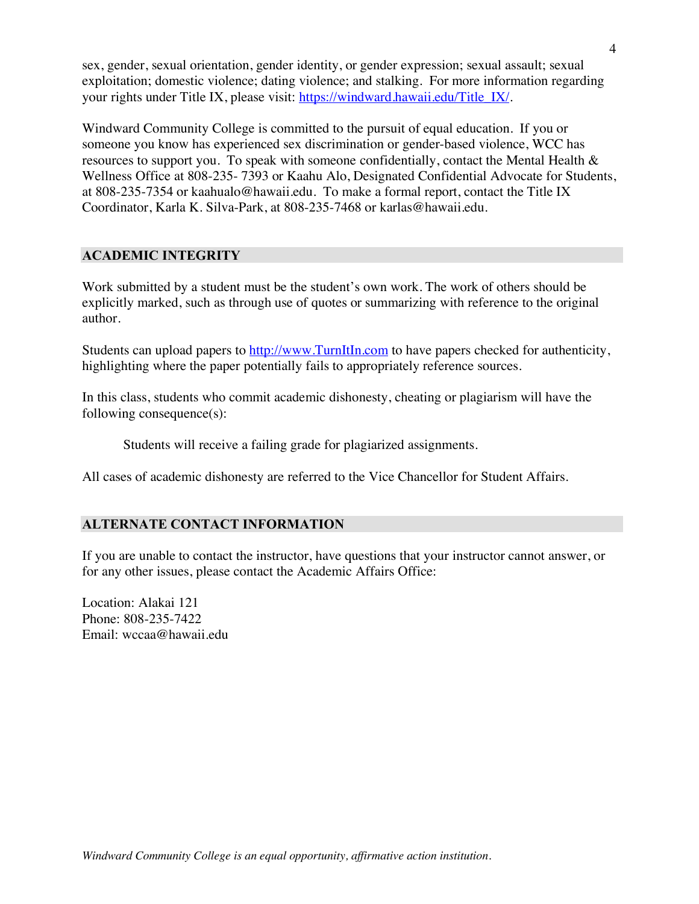sex, gender, sexual orientation, gender identity, or gender expression; sexual assault; sexual exploitation; domestic violence; dating violence; and stalking. For more information regarding your rights under Title IX, please visit: [https://windward.hawaii.edu/Title_IX/](https://windward.hawaii.edu/Title_IX/).

Windward Community College is committed to the pursuit of equal education. If you or someone you know has experienced sex discrimination or gender-based violence, WCC has resources to support you. To speak with someone confidentially, contact the Mental Health & Wellness Office at 808-235- 7393 or Kaahu Alo, Designated Confidential Advocate for Students, at 808-235-7354 or kaahualo@hawaii.edu. To make a formal report, contact the Title IX Coordinator, Karla K. Silva-Park, at 808-235-7468 or karlas@hawaii.edu.

## ACADEMIC INTEGRITY

Work submitted by a student must be the student's own work. The work of others should be explicitly marked, such as through use of quotes or summarizing with reference to the original author.

Students can upload papers to [http://www.TurnItIn.com](http://www.TurnItIn.com) to have papers checked for authenticity, highlighting where the paper potentially fails to appropriately reference sources.

In this class, students who commit academic dishonesty, cheating or plagiarism will have the following consequence(s):

> Students will receive a failing grade for plagiarized assignments.

All cases of academic dishonesty are referred to the Vice Chancellor for Student Affairs.

## ALTERNATE CONTACT INFORMATION

If you are unable to contact the instructor, have questions that your instructor cannot answer, or for any other issues, please contact the Academic Affairs Office:

Location: Alakai 121
Phone: 808-235-7422
Email: wccaa@hawaii.edu

*Windward Community College is an equal opportunity, affirmative action institution.*